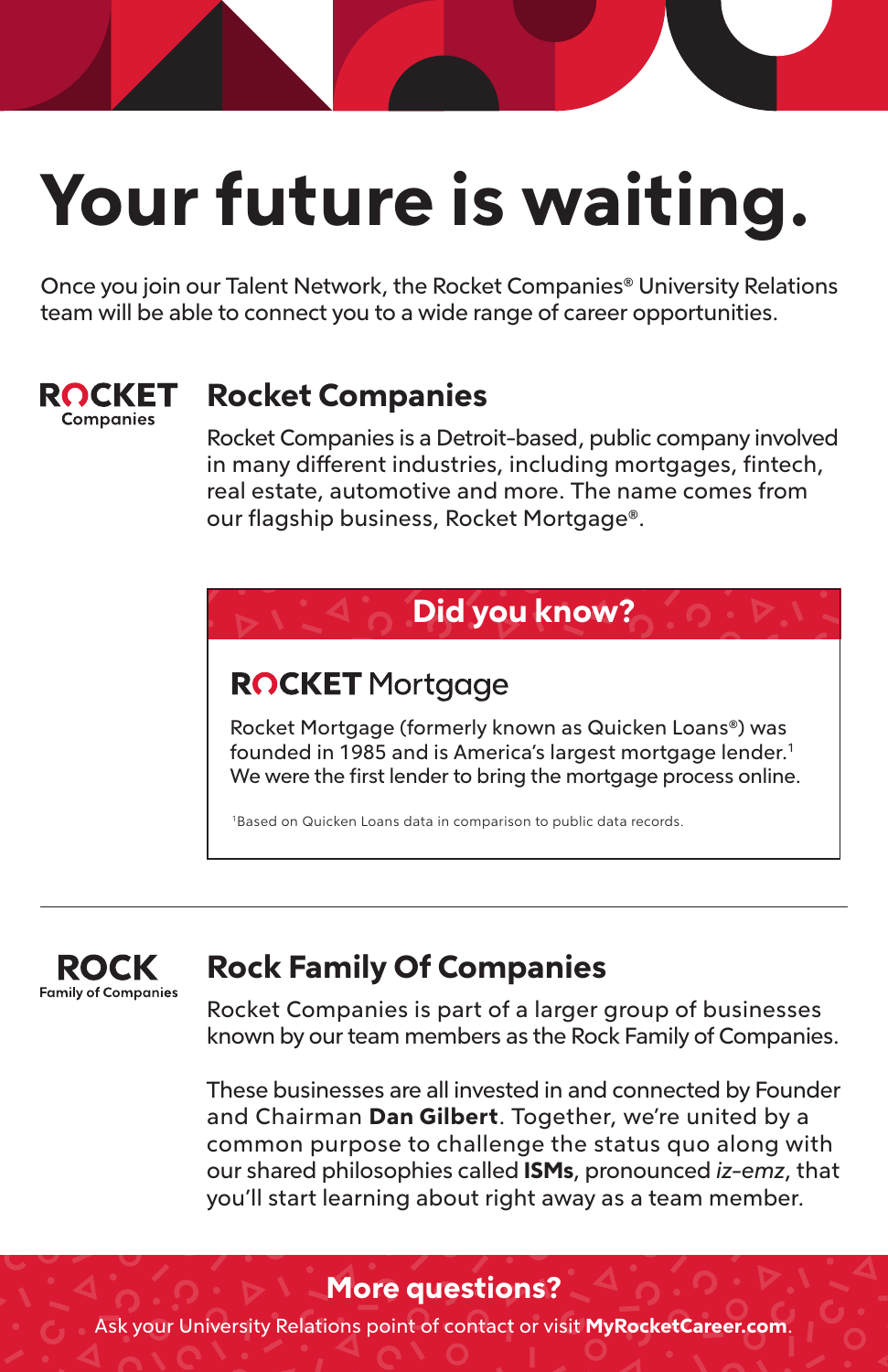# Your future is waiting.

Once you join our Talent Network, the Rocket Companies® University Relations team will be able to connect you to a wide range of career opportunities.

ROCKET Companies

## Rocket Companies

Rocket Companies is a Detroit-based, public company involved in many different industries, including mortgages, fintech, real estate, automotive and more. The name comes from our flagship business, Rocket Mortgage®.

### Did you know?

ROCKET Mortgage

Rocket Mortgage (formerly known as Quicken Loans®) was founded in 1985 and is America's largest mortgage lender.[1] We were the first lender to bring the mortgage process online.

[1]Based on Quicken Loans data in comparison to public data records.

---

ROCK Family of Companies

## Rock Family Of Companies

Rocket Companies is part of a larger group of businesses known by our team members as the Rock Family of Companies.

These businesses are all invested in and connected by Founder and Chairman **Dan Gilbert**. Together, we're united by a common purpose to challenge the status quo along with our shared philosophies called **ISMs**, pronounced *iz-emz*, that you'll start learning about right away as a team member.

### More questions?

Ask your University Relations point of contact or visit **MyRocketCareer.com**.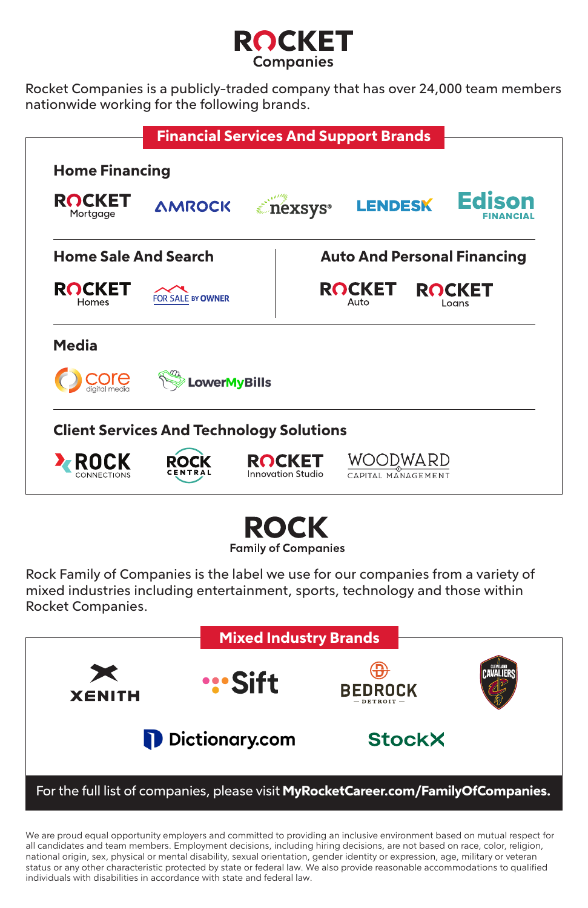# ROCKET Companies

Rocket Companies is a publicly-traded company that has over 24,000 team members nationwide working for the following brands.

## Financial Services And Support Brands

### Home Financing

ROCKET Mortgage

AMROCK

nexsys®

LENDESK

Edison FINANCIAL

### Home Sale And Search

ROCKET Homes

FOR SALE BY OWNER

### Auto And Personal Financing

ROCKET Auto

ROCKET Loans

### Media

core digital media

LowerMyBills

### Client Services And Technology Solutions

ROCK CONNECTIONS

ROCK CENTRAL

ROCKET Innovation Studio

WOODWARD CAPITAL MANAGEMENT

# ROCK Family of Companies

Rock Family of Companies is the label we use for our companies from a variety of mixed industries including entertainment, sports, technology and those within Rocket Companies.

## Mixed Industry Brands

XENITH

Sift

BEDROCK DETROIT

CLEVELAND CAVALIERS

Dictionary.com

StockX

For the full list of companies, please visit **MyRocketCareer.com/FamilyOfCompanies.**

We are proud equal opportunity employers and committed to providing an inclusive environment based on mutual respect for all candidates and team members. Employment decisions, including hiring decisions, are not based on race, color, religion, national origin, sex, physical or mental disability, sexual orientation, gender identity or expression, age, military or veteran status or any other characteristic protected by state or federal law. We also provide reasonable accommodations to qualified individuals with disabilities in accordance with state and federal law.